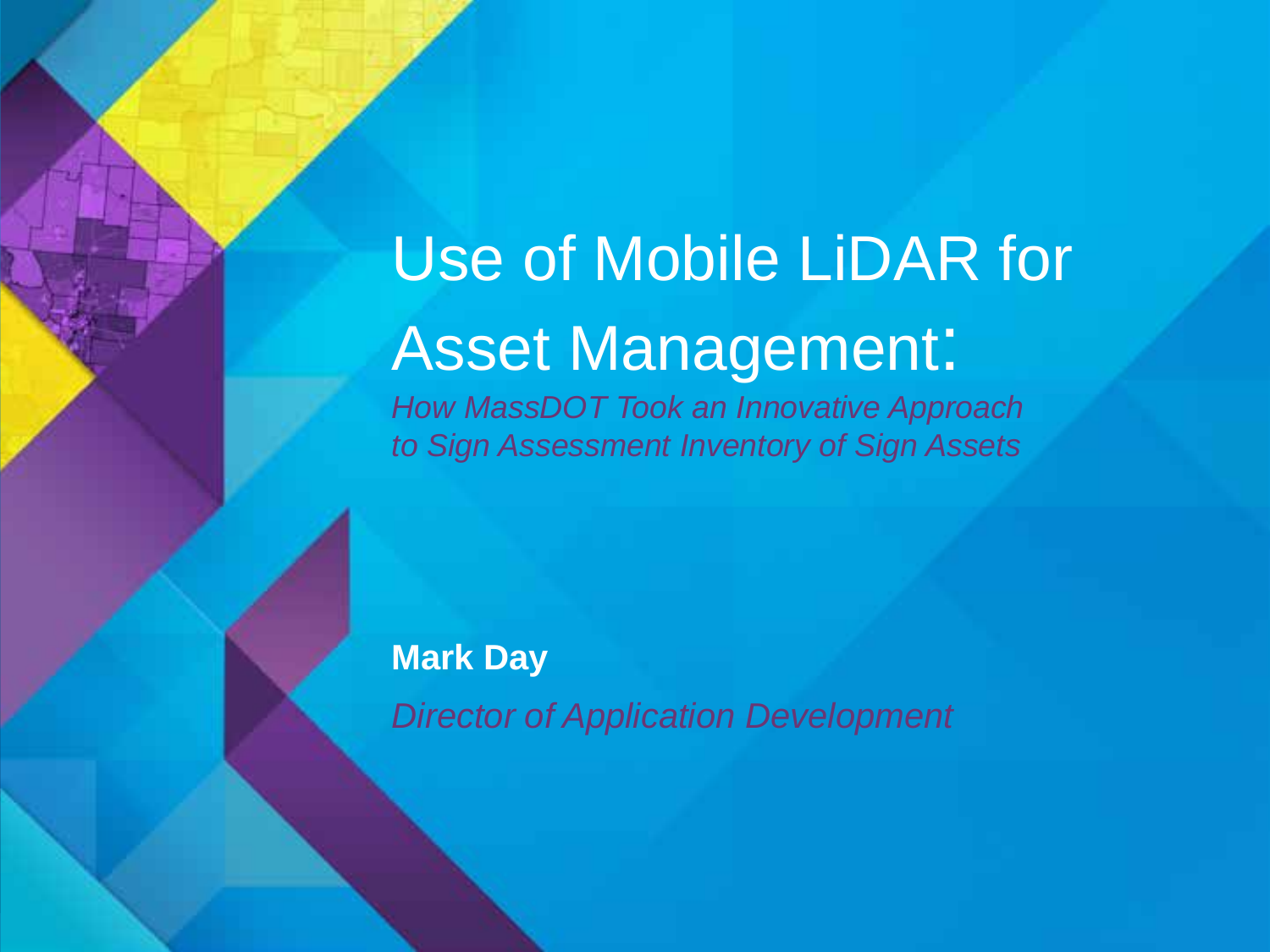# Use of Mobile LiDAR for Asset Management:

*How MassDOT Took an Innovative Approach to Sign Assessment Inventory of Sign Assets*

**Mark Day**

*Director of Application Development*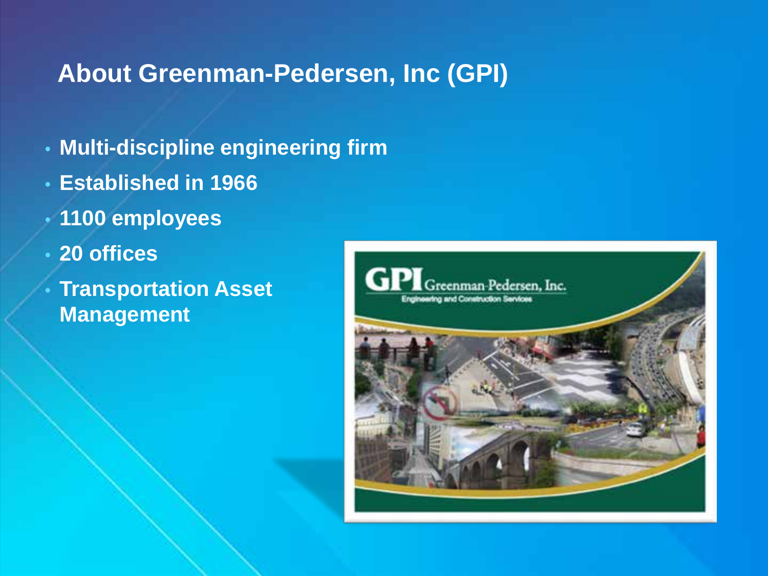## About Greenman-Pedersen, Inc (GPI)

- **Multi-discipline engineering firm**
- **Established in 1966**
- **1100 employees**
- **20 offices**
- **Transportation Asset Management**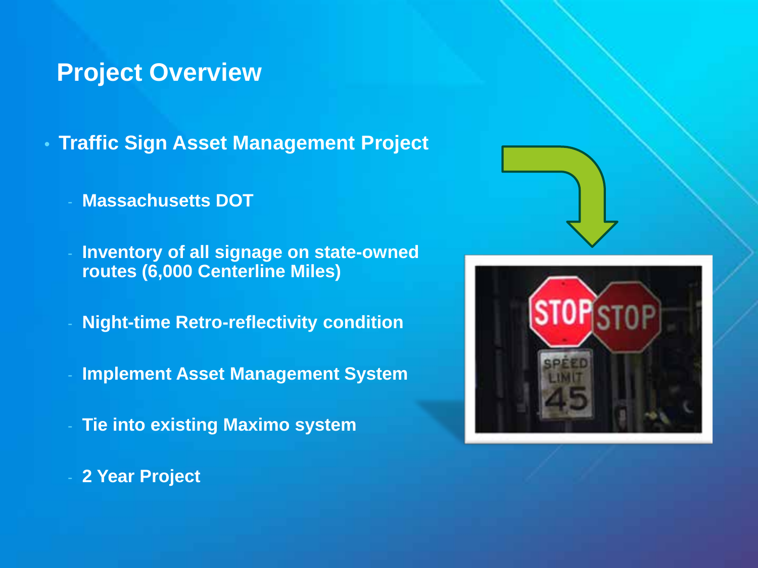# Project Overview

- Traffic Sign Asset Management Project
  - Massachusetts DOT
  - Inventory of all signage on state-owned routes (6,000 Centerline Miles)
  - Night-time Retro-reflectivity condition
  - Implement Asset Management System
  - Tie into existing Maximo system
  - 2 Year Project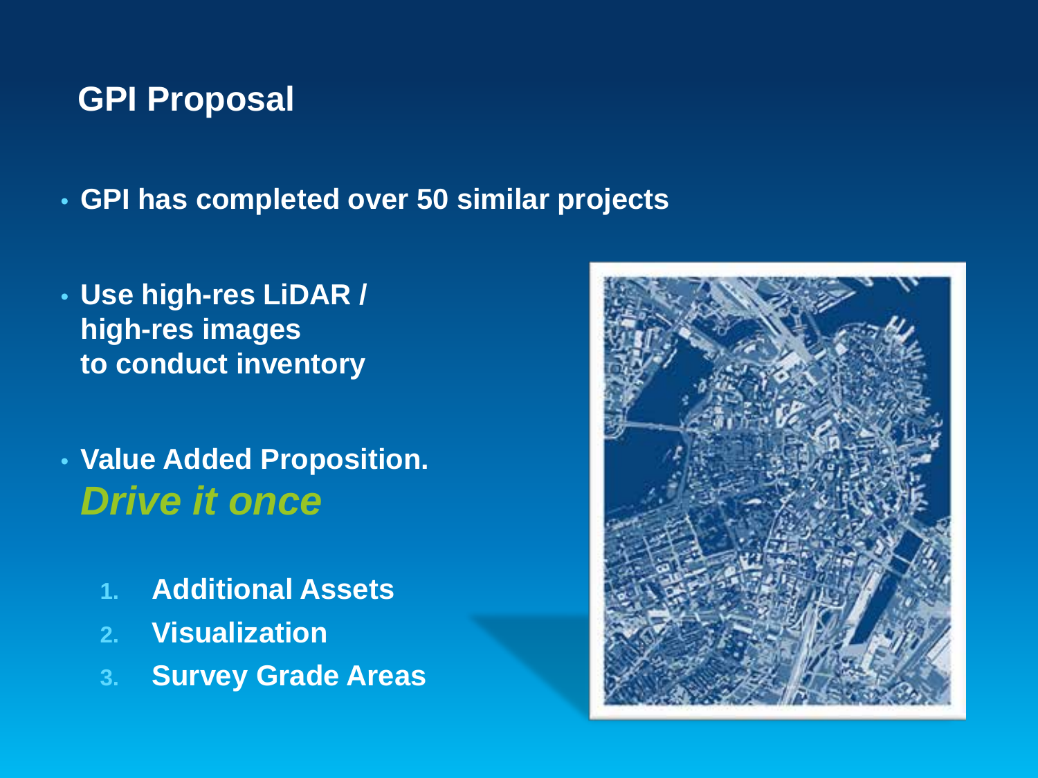# GPI Proposal

- **GPI has completed over 50 similar projects**
- **Use high-res LiDAR / high-res images to conduct inventory**
- **Value Added Proposition.**
  ***Drive it once***

  1. **Additional Assets**
  2. **Visualization**
  3. **Survey Grade Areas**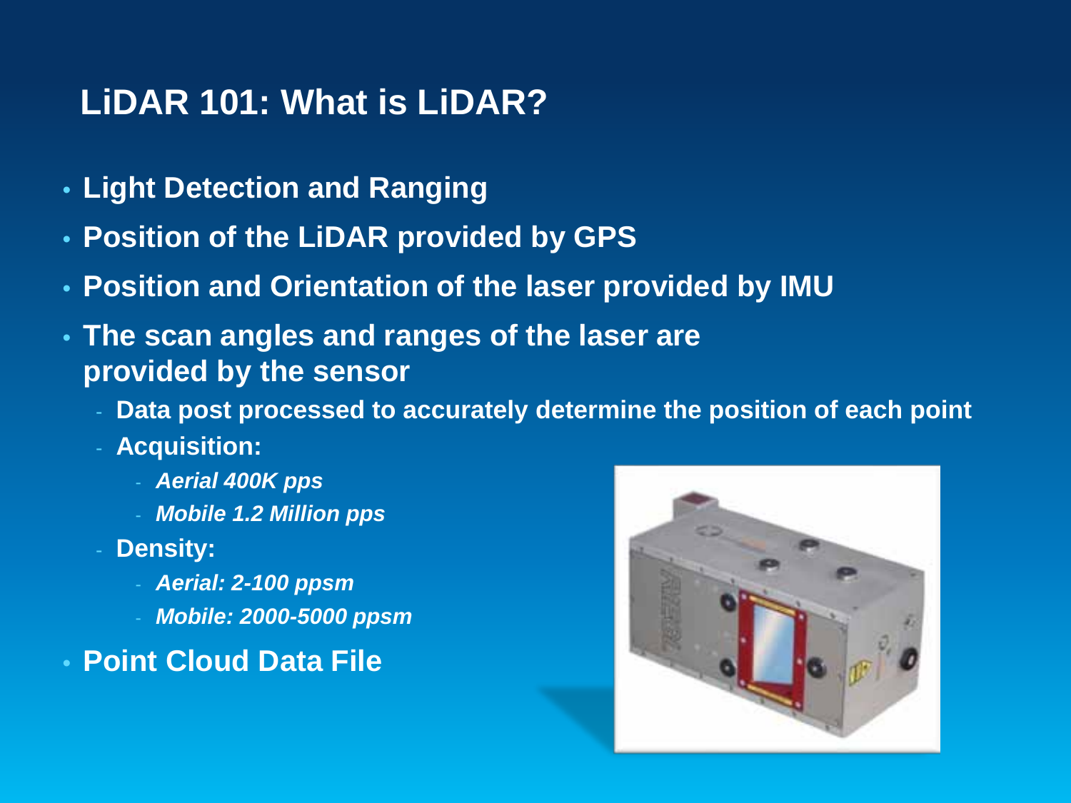# LiDAR 101: What is LiDAR?

- **Light Detection and Ranging**
- **Position of the LiDAR provided by GPS**
- **Position and Orientation of the laser provided by IMU**
- **The scan angles and ranges of the laser are provided by the sensor**
  - **Data post processed to accurately determine the position of each point**
  - **Acquisition:**
    - ***Aerial 400K pps***
    - ***Mobile 1.2 Million pps***
  - **Density:**
    - ***Aerial: 2-100 ppsm***
    - ***Mobile: 2000-5000 ppsm***
- **Point Cloud Data File**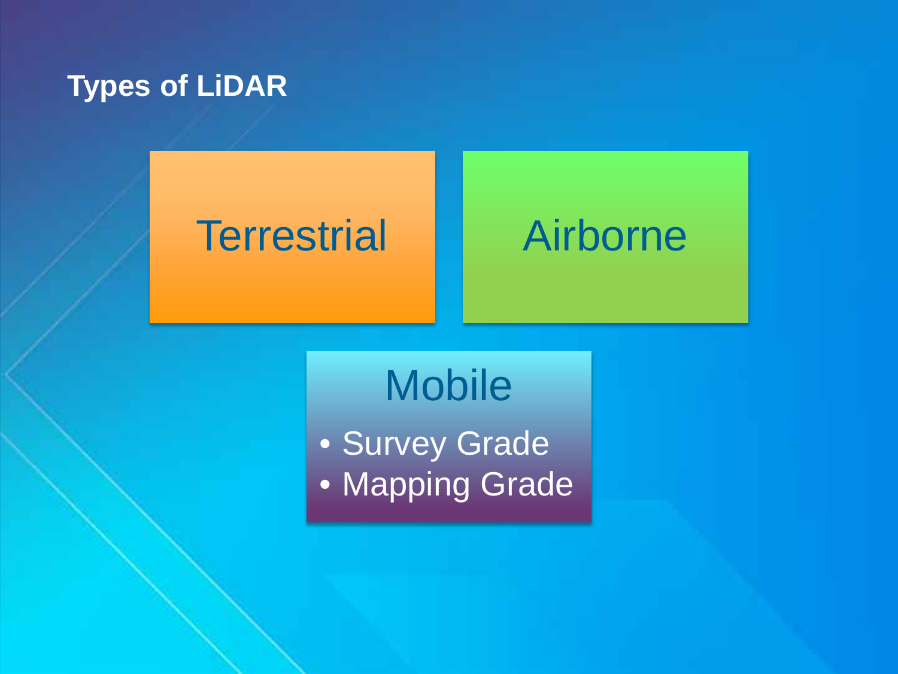# Types of LiDAR

Terrestrial

Airborne

Mobile

- Survey Grade
- Mapping Grade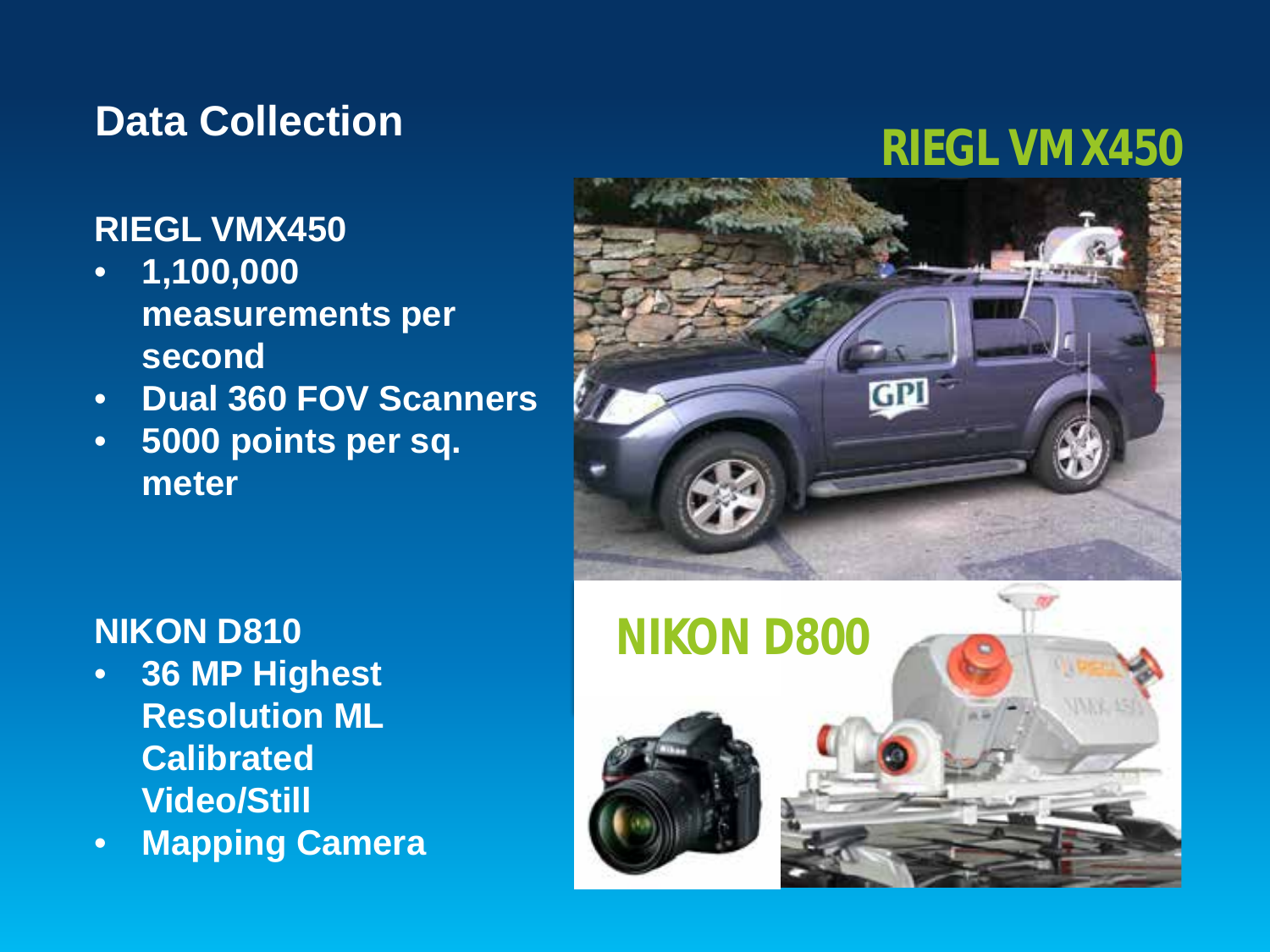## Data Collection

**RIEGL VMX450**

- **1,100,000 measurements per second**
- **Dual 360 FOV Scanners**
- **5000 points per sq. meter**

**NIKON D810**

- **36 MP Highest Resolution ML Calibrated Video/Still**
- **Mapping Camera**

RIEGL VMX450

NIKON D800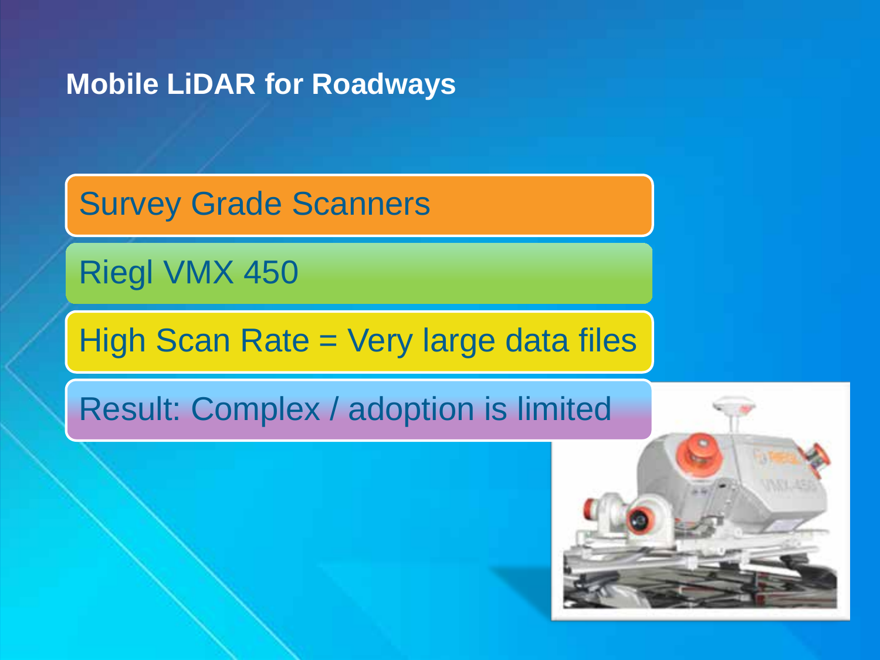# Mobile LiDAR for Roadways

- Survey Grade Scanners
- Riegl VMX 450
- High Scan Rate = Very large data files
- Result: Complex / adoption is limited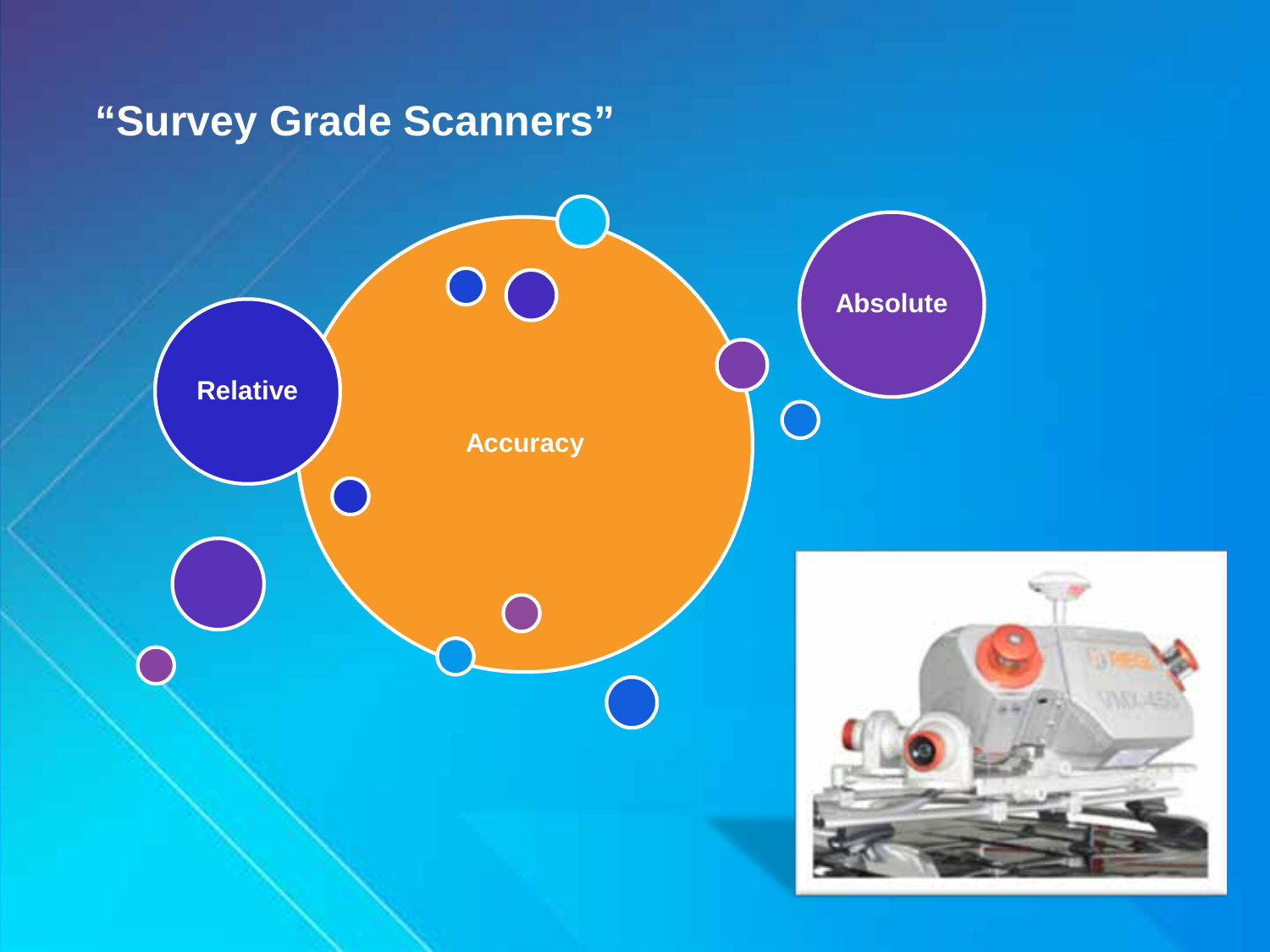# "Survey Grade Scanners"

Relative

Accuracy

Absolute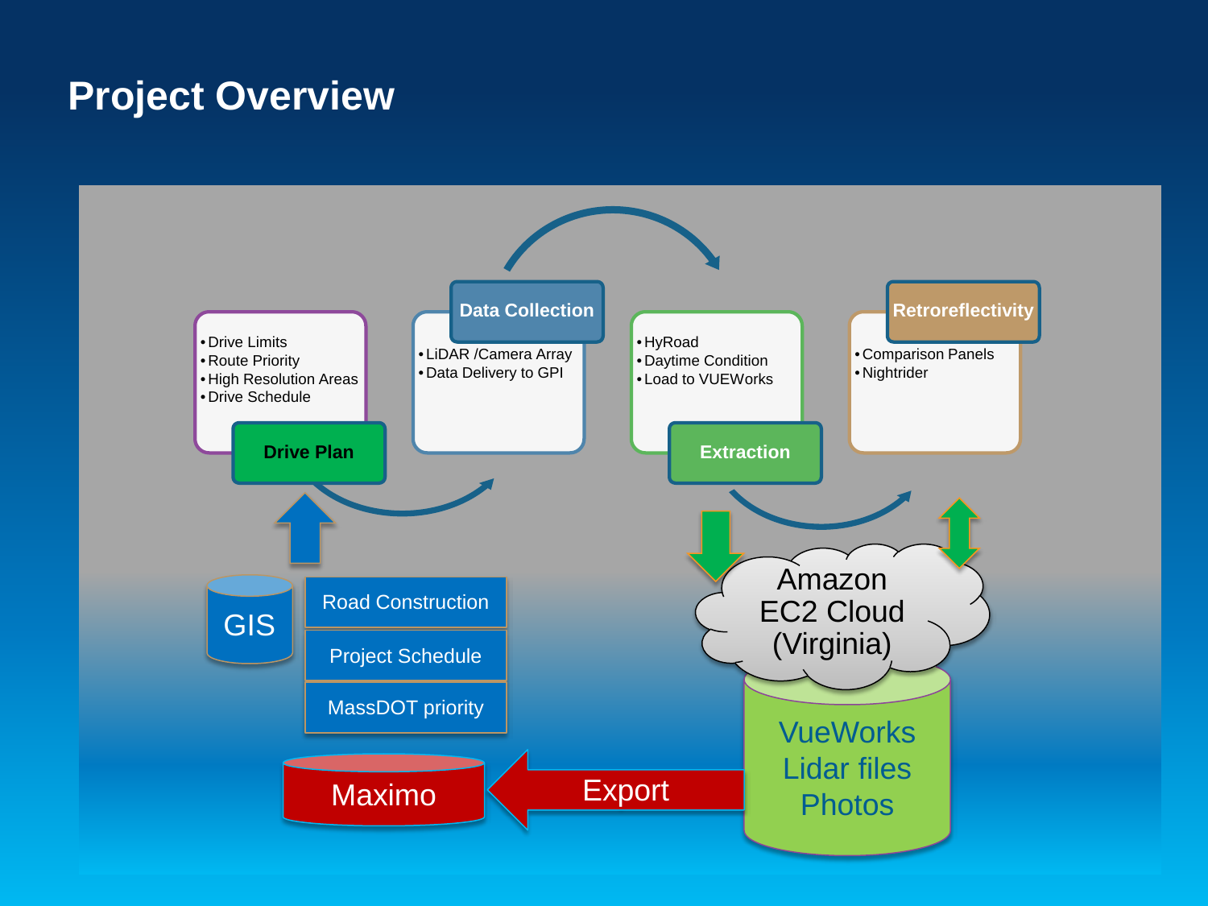# Project Overview

**Drive Plan**
- Drive Limits
- Route Priority
- High Resolution Areas
- Drive Schedule

**Data Collection**
- LiDAR /Camera Array
- Data Delivery to GPI

**Extraction**
- HyRoad
- Daytime Condition
- Load to VUEWorks

**Retroreflectivity**
- Comparison Panels
- Nightrider

GIS

Road Construction

Project Schedule

MassDOT priority

Amazon EC2 Cloud (Virginia)

VueWorks
Lidar files
Photos

Export

Maximo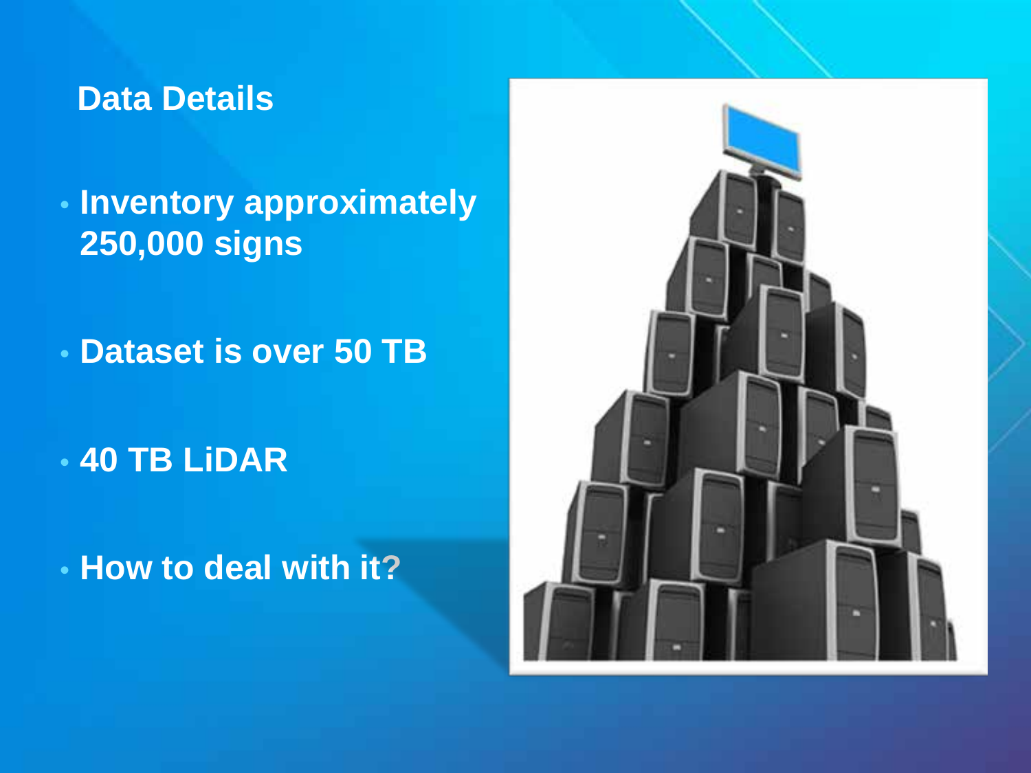## Data Details

- Inventory approximately 250,000 signs
- Dataset is over 50 TB
- 40 TB LiDAR
- How to deal with it?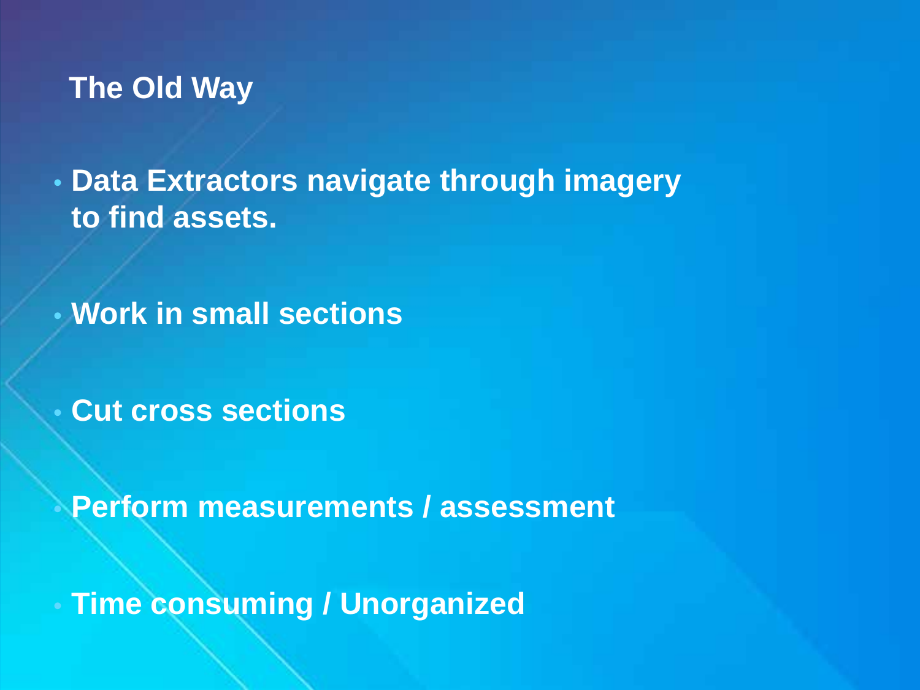## The Old Way

- Data Extractors navigate through imagery to find assets.
- Work in small sections
- Cut cross sections
- Perform measurements / assessment
- Time consuming / Unorganized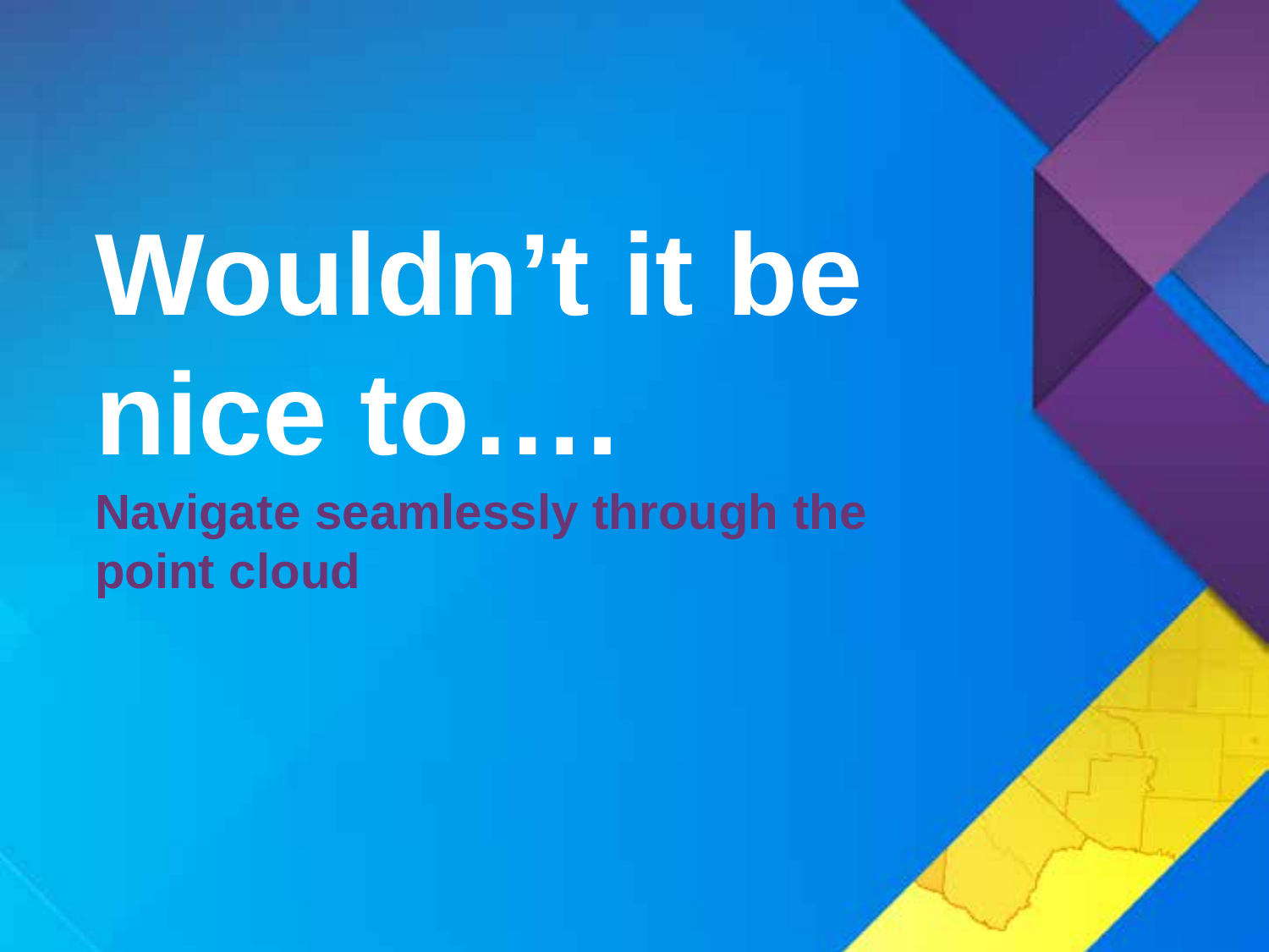# Wouldn't it be nice to….

**Navigate seamlessly through the point cloud**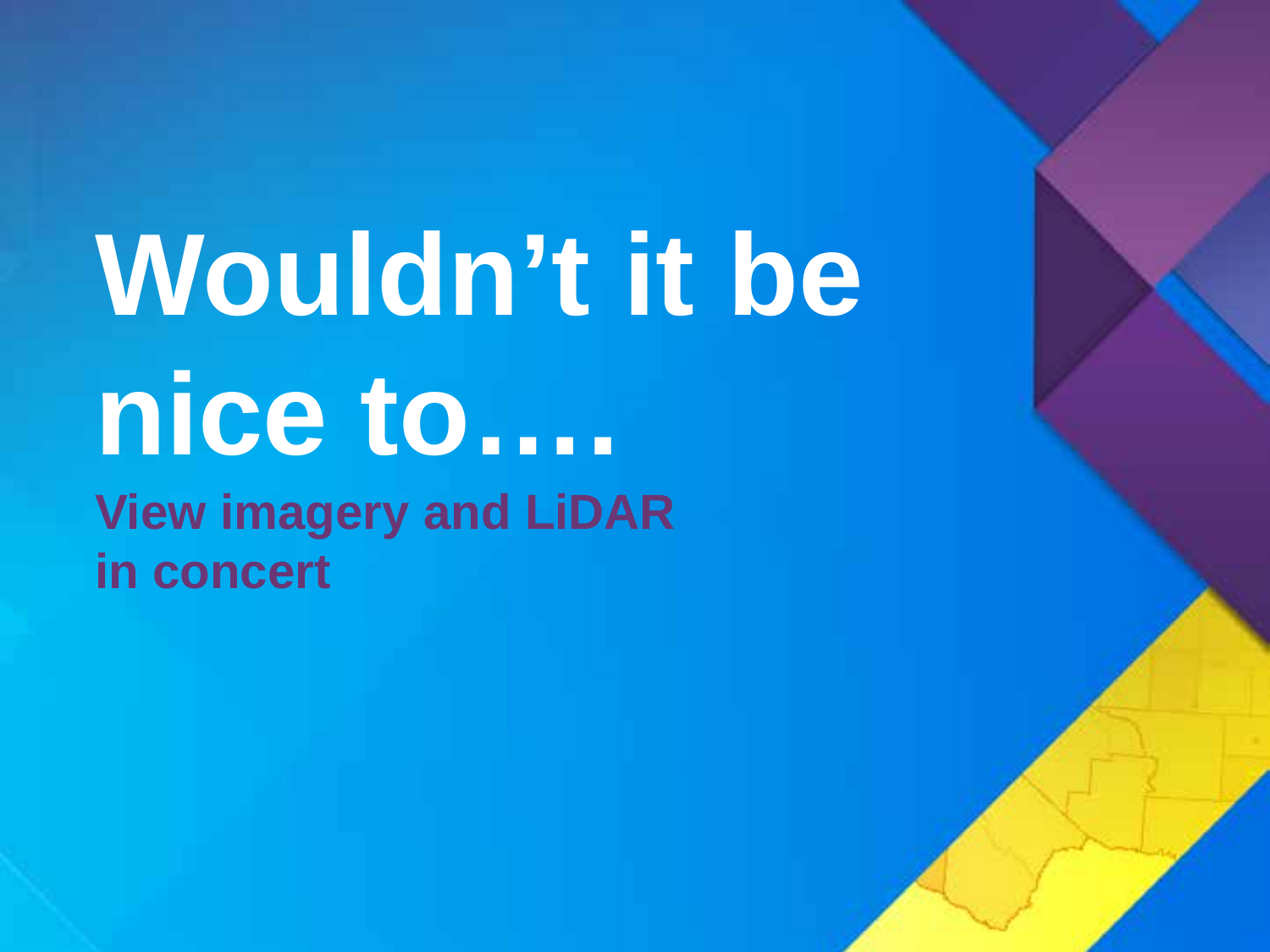# Wouldn't it be nice to….

**View imagery and LiDAR in concert**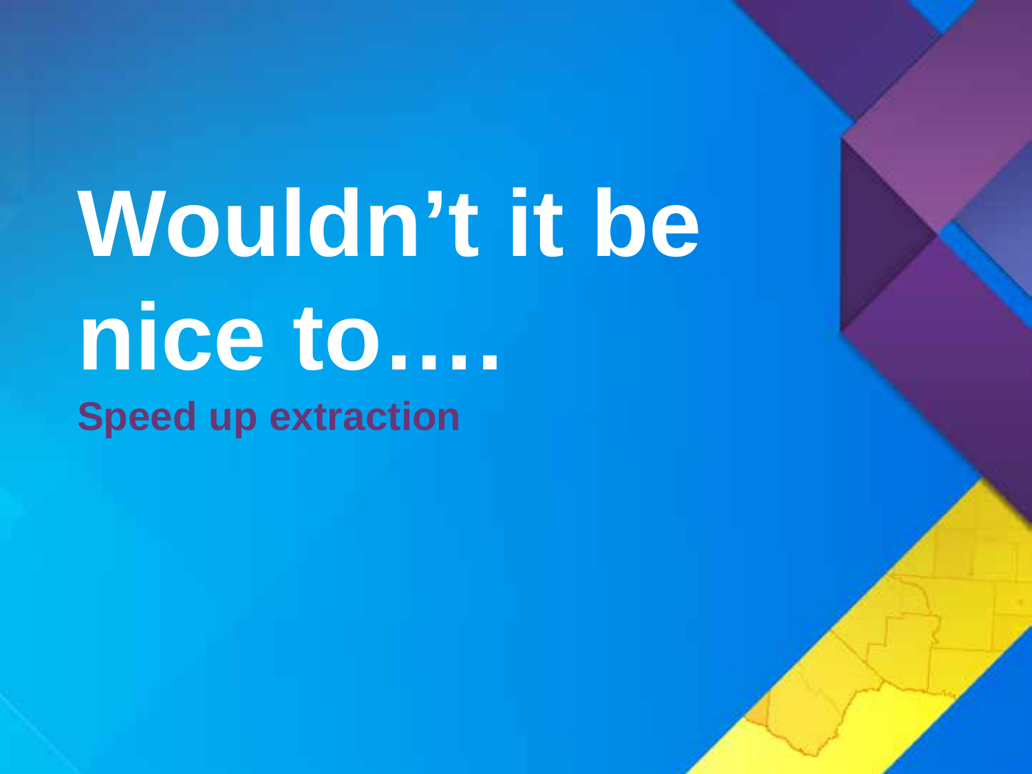# Wouldn't it be nice to….

**Speed up extraction**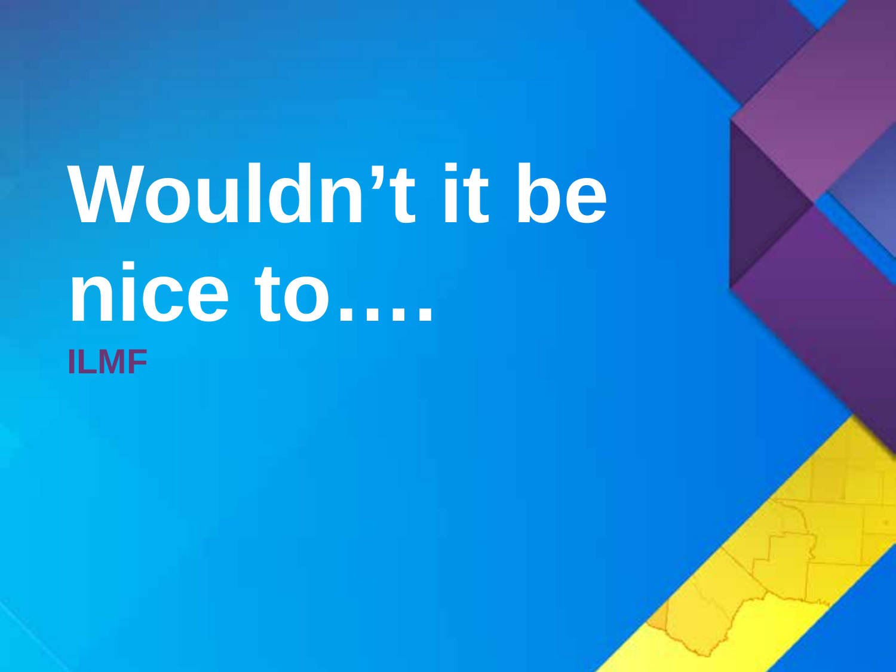# Wouldn't it be nice to….

**ILMF**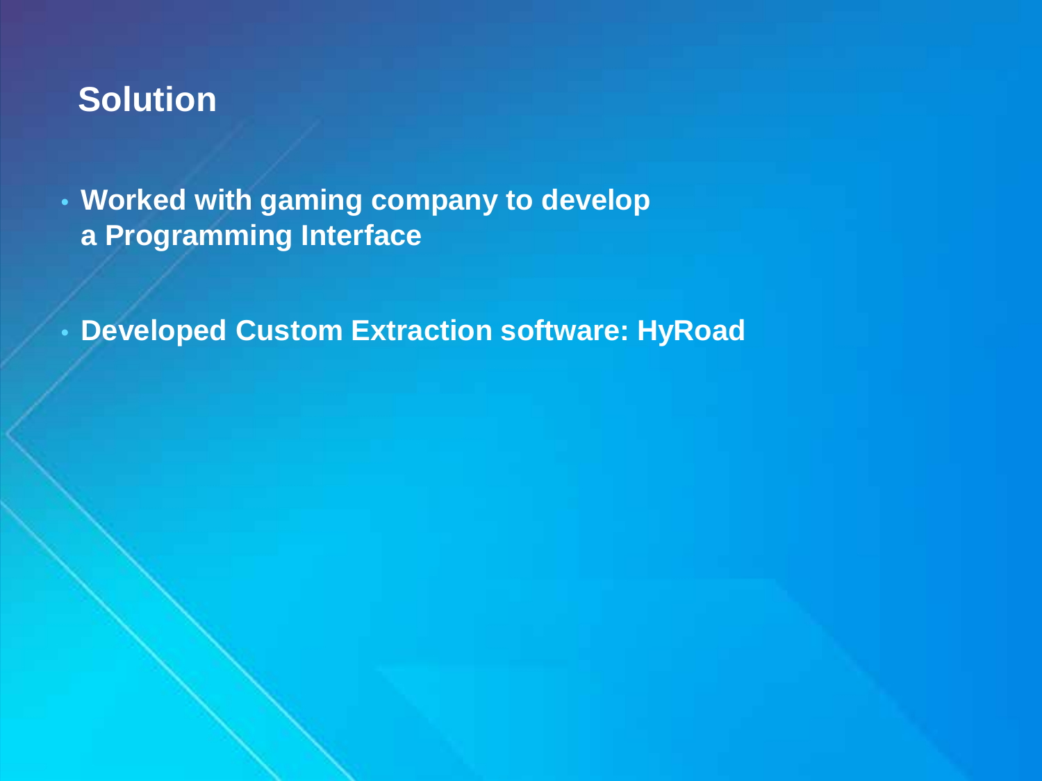## Solution

- **Worked with gaming company to develop a Programming Interface**
- **Developed Custom Extraction software: HyRoad**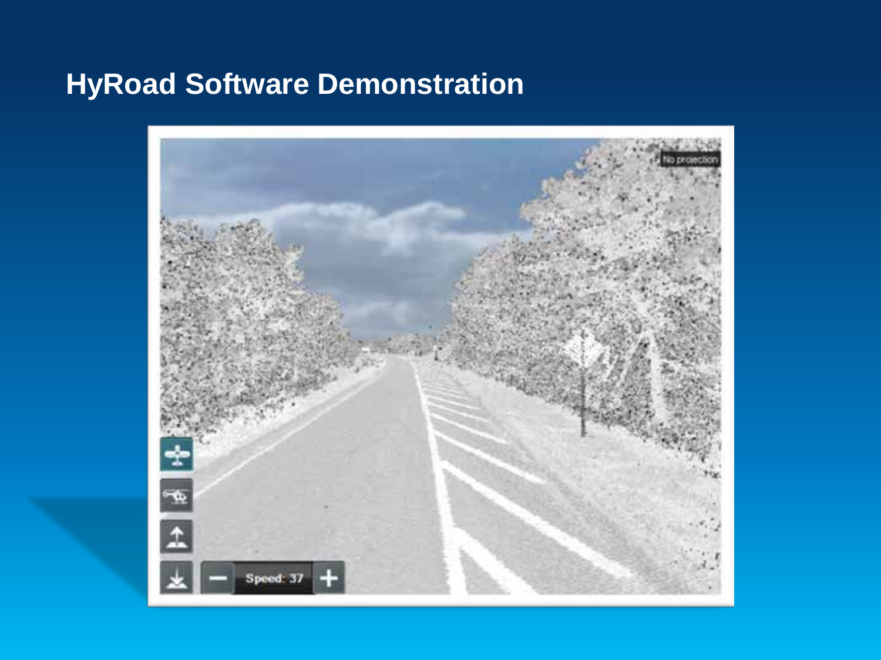# HyRoad Software Demonstration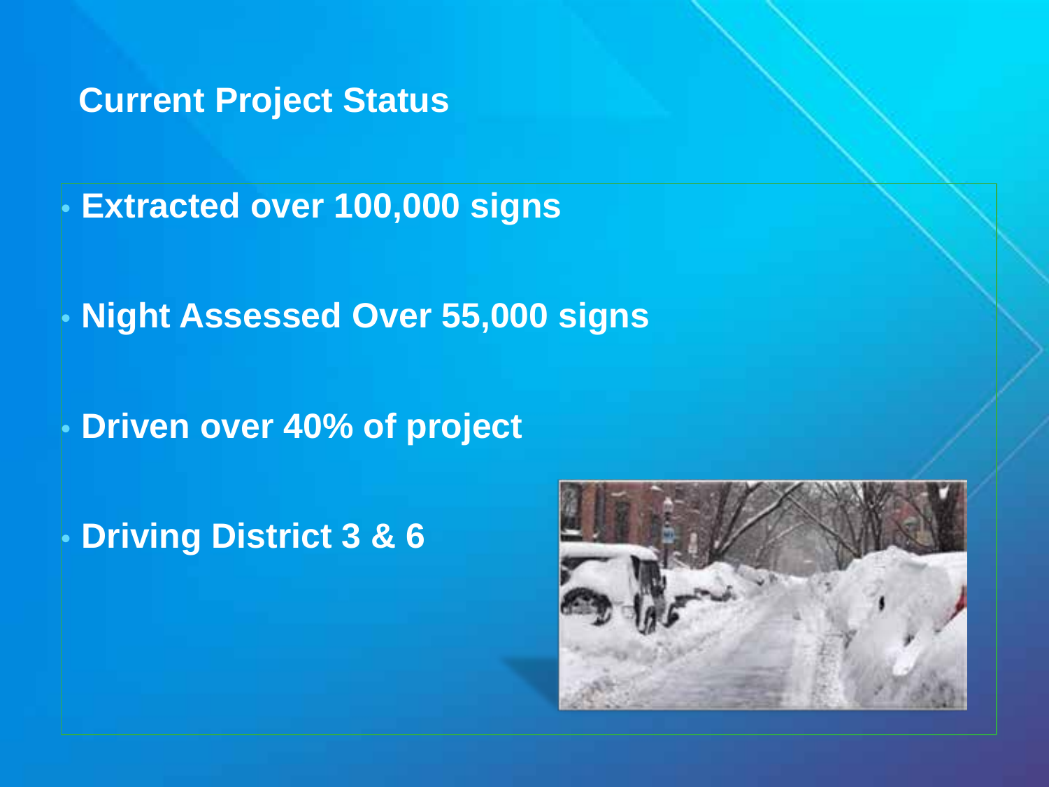# Current Project Status

- Extracted over 100,000 signs
- Night Assessed Over 55,000 signs
- Driven over 40% of project
- Driving District 3 & 6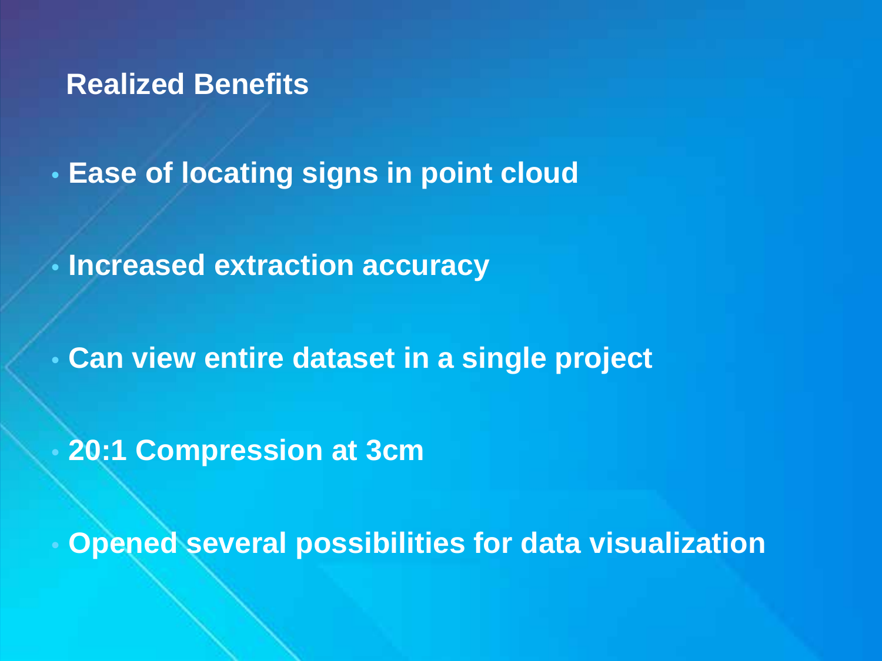## Realized Benefits

- Ease of locating signs in point cloud
- Increased extraction accuracy
- Can view entire dataset in a single project
- 20:1 Compression at 3cm
- Opened several possibilities for data visualization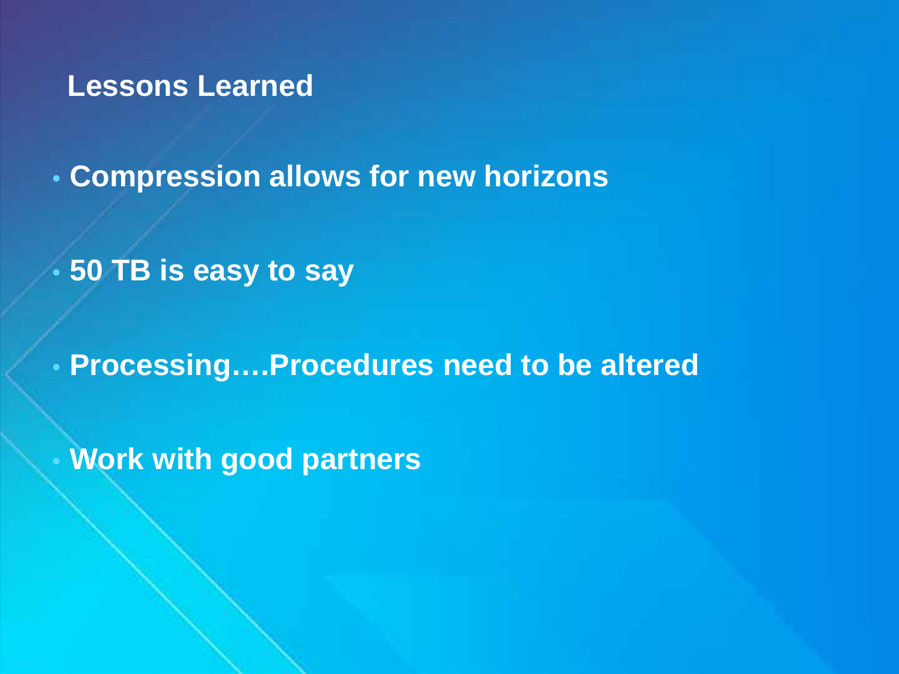## Lessons Learned

- Compression allows for new horizons
- 50 TB is easy to say
- Processing….Procedures need to be altered
- Work with good partners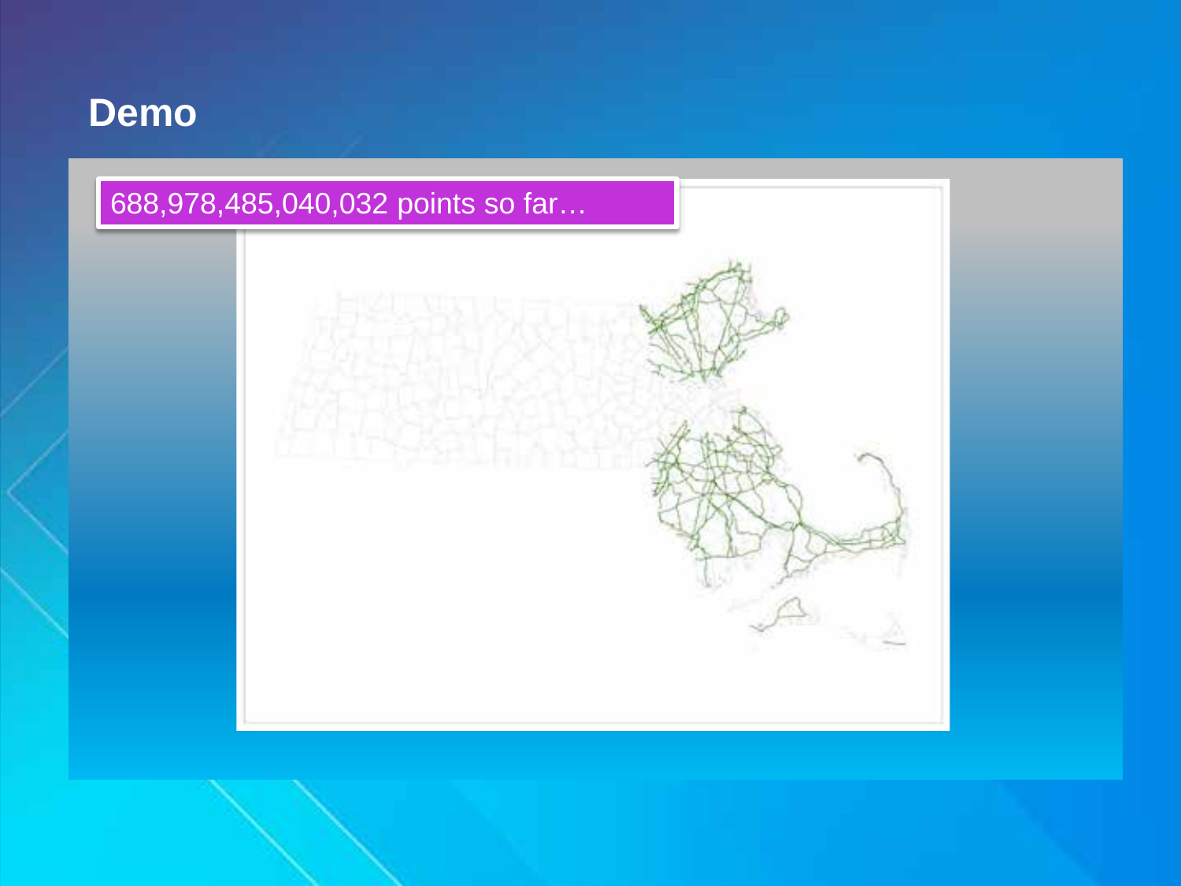# Demo

688,978,485,040,032 points so far…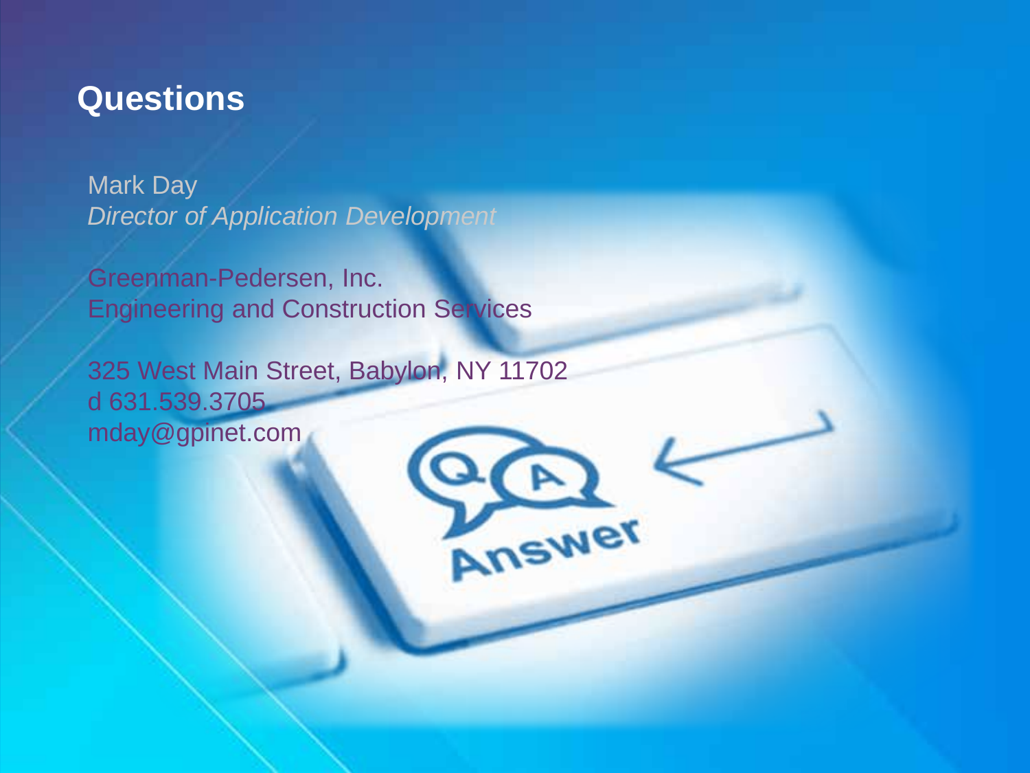# Questions

Mark Day
*Director of Application Development*

Greenman-Pedersen, Inc.
Engineering and Construction Services

325 West Main Street, Babylon, NY 11702
d 631.539.3705
mday@gpinet.com